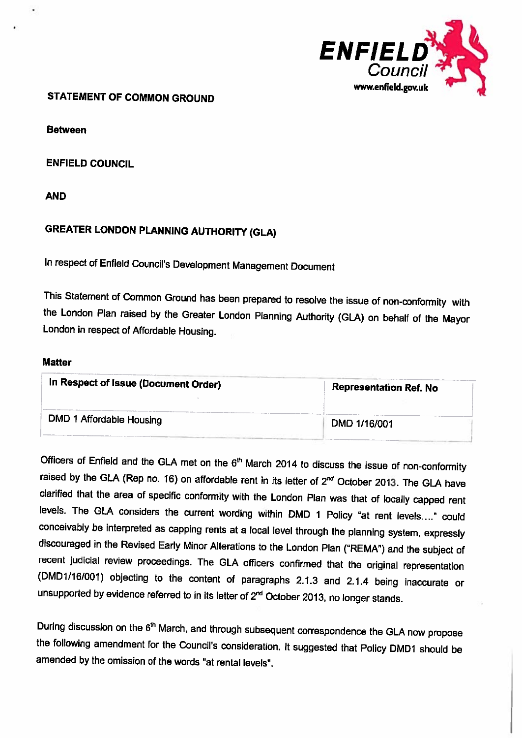ENFIELD Council
www.enfield.gov.uk

**STATEMENT OF COMMON GROUND**

**Between**

**ENFIELD COUNCIL**

**AND**

**GREATER LONDON PLANNING AUTHORITY (GLA)**

In respect of Enfield Council's Development Management Document

This Statement of Common Ground has been prepared to resolve the issue of non-conformity with the London Plan raised by the Greater London Planning Authority (GLA) on behalf of the Mayor London in respect of Affordable Housing.

**Matter**

| In Respect of Issue (Document Order) | Representation Ref. No |
|---|---|
| DMD 1 Affordable Housing | DMD 1/16/001 |

Officers of Enfield and the GLA met on the 6th March 2014 to discuss the issue of non-conformity raised by the GLA (Rep no. 16) on affordable rent in its letter of 2nd October 2013. The GLA have clarified that the area of specific conformity with the London Plan was that of locally capped rent levels. The GLA considers the current wording within DMD 1 Policy "at rent levels…." could conceivably be interpreted as capping rents at a local level through the planning system, expressly discouraged in the Revised Early Minor Alterations to the London Plan ("REMA") and the subject of recent judicial review proceedings. The GLA officers confirmed that the original representation (DMD1/16/001) objecting to the content of paragraphs 2.1.3 and 2.1.4 being inaccurate or unsupported by evidence referred to in its letter of 2nd October 2013, no longer stands.

During discussion on the 6th March, and through subsequent correspondence the GLA now propose the following amendment for the Council's consideration. It suggested that Policy DMD1 should be amended by the omission of the words "at rental levels".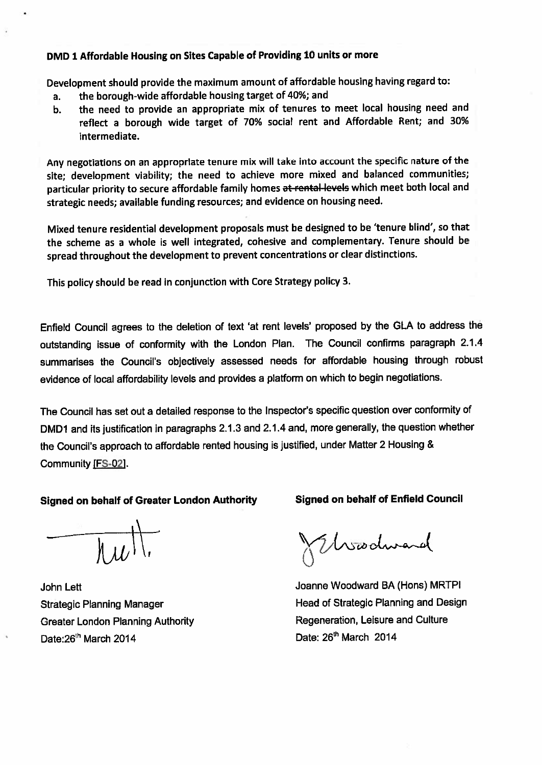**DMD 1 Affordable Housing on Sites Capable of Providing 10 units or more**

Development should provide the maximum amount of affordable housing having regard to:

a. the borough-wide affordable housing target of 40%; and
b. the need to provide an appropriate mix of tenures to meet local housing need and reflect a borough wide target of 70% social rent and Affordable Rent; and 30% intermediate.

Any negotiations on an appropriate tenure mix will take into account the specific nature of the site; development viability; the need to achieve more mixed and balanced communities; particular priority to secure affordable family homes ~~at rental levels~~ which meet both local and strategic needs; available funding resources; and evidence on housing need.

Mixed tenure residential development proposals must be designed to be 'tenure blind', so that the scheme as a whole is well integrated, cohesive and complementary. Tenure should be spread throughout the development to prevent concentrations or clear distinctions.

This policy should be read in conjunction with Core Strategy policy 3.

Enfield Council agrees to the deletion of text 'at rent levels' proposed by the GLA to address the outstanding issue of conformity with the London Plan. The Council confirms paragraph 2.1.4 summarises the Council's objectively assessed needs for affordable housing through robust evidence of local affordability levels and provides a platform on which to begin negotiations.

The Council has set out a detailed response to the Inspector's specific question over conformity of DMD1 and its justification in paragraphs 2.1.3 and 2.1.4 and, more generally, the question whether the Council's approach to affordable rented housing is justified, under Matter 2 Housing & Community [FS-02].

**Signed on behalf of Greater London Authority**

John Lett
Strategic Planning Manager
Greater London Planning Authority
Date:26th March 2014

**Signed on behalf of Enfield Council**

Joanne Woodward BA (Hons) MRTPI
Head of Strategic Planning and Design
Regeneration, Leisure and Culture
Date: 26th March 2014